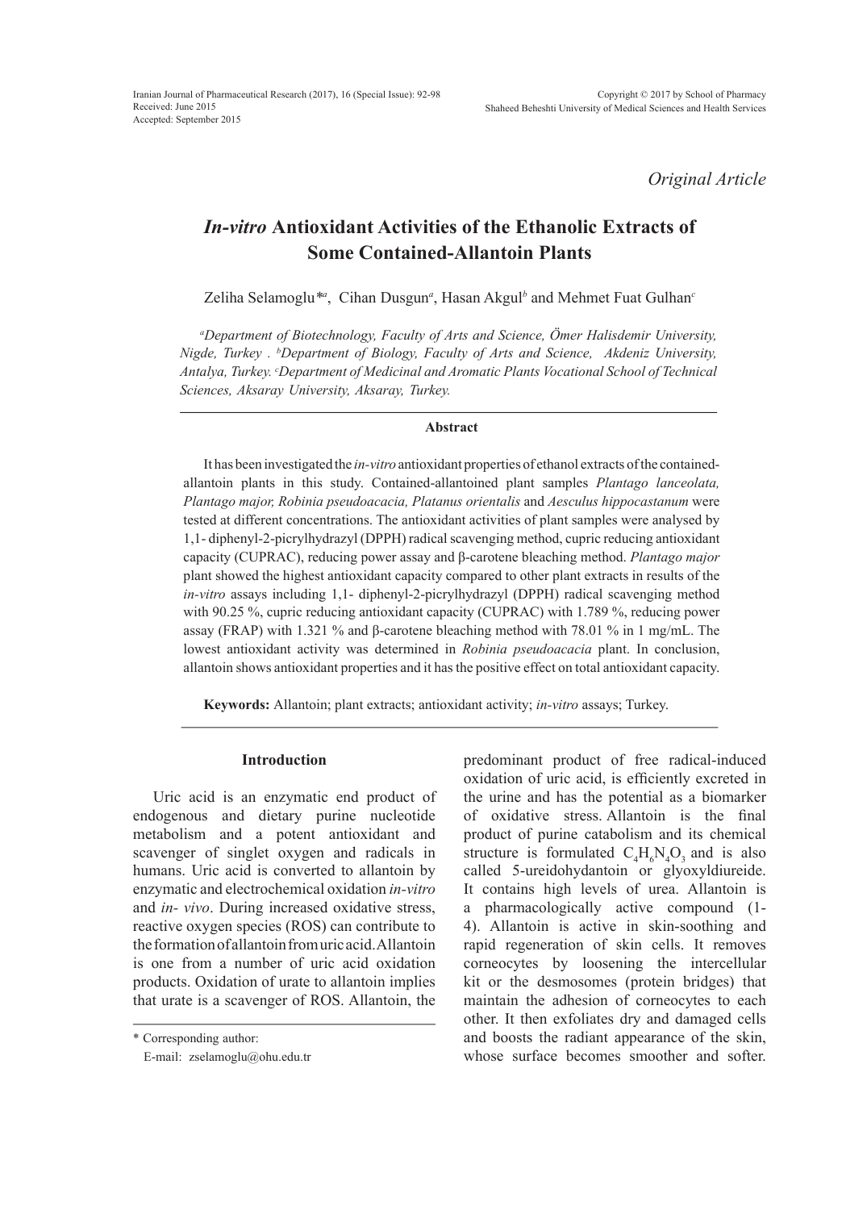*Original Article*

# *In-vitro* Antioxidant Activities of the Ethanolic Extracts of Some Contained-Allantoin Plants

Zeliha Selamoglu*[a], Cihan Dusgun[a], Hasan Akgul[b] and Mehmet Fuat Gulhan[c]

[a]*Department of Biotechnology, Faculty of Arts and Science, Ömer Halisdemir University, Nigde, Turkey .* [b]*Department of Biology, Faculty of Arts and Science, Akdeniz University, Antalya, Turkey.* [c]*Department of Medicinal and Aromatic Plants Vocational School of Technical Sciences, Aksaray University, Aksaray, Turkey.*

## Abstract

It has been investigated the *in-vitro* antioxidant properties of ethanol extracts of the contained-allantoin plants in this study. Contained-allantoined plant samples *Plantago lanceolata, Plantago major, Robinia pseudoacacia, Platanus orientalis* and *Aesculus hippocastanum* were tested at different concentrations. The antioxidant activities of plant samples were analysed by 1,1- diphenyl-2-picrylhydrazyl (DPPH) radical scavenging method, cupric reducing antioxidant capacity (CUPRAC), reducing power assay and β-carotene bleaching method. *Plantago major* plant showed the highest antioxidant capacity compared to other plant extracts in results of the *in-vitro* assays including 1,1- diphenyl-2-picrylhydrazyl (DPPH) radical scavenging method with 90.25 %, cupric reducing antioxidant capacity (CUPRAC) with 1.789 %, reducing power assay (FRAP) with 1.321 % and β-carotene bleaching method with 78.01 % in 1 mg/mL. The lowest antioxidant activity was determined in *Robinia pseudoacacia* plant. In conclusion, allantoin shows antioxidant properties and it has the positive effect on total antioxidant capacity.

**Keywords:** Allantoin; plant extracts; antioxidant activity; *in-vitro* assays; Turkey.

## Introduction

Uric acid is an enzymatic end product of endogenous and dietary purine nucleotide metabolism and a potent antioxidant and scavenger of singlet oxygen and radicals in humans. Uric acid is converted to allantoin by enzymatic and electrochemical oxidation *in-vitro* and *in- vivo*. During increased oxidative stress, reactive oxygen species (ROS) can contribute to the formation of allantoin from uric acid. Allantoin is one from a number of uric acid oxidation products. Oxidation of urate to allantoin implies that urate is a scavenger of ROS. Allantoin, the predominant product of free radical-induced oxidation of uric acid, is efficiently excreted in the urine and has the potential as a biomarker of oxidative stress. Allantoin is the final product of purine catabolism and its chemical structure is formulated $C_4H_6N_4O_3$ and is also called 5-ureidohydantoin or glyoxyldiureide. It contains high levels of urea. Allantoin is a pharmacologically active compound (1-4). Allantoin is active in skin-soothing and rapid regeneration of skin cells. It removes corneocytes by loosening the intercellular kit or the desmosomes (protein bridges) that maintain the adhesion of corneocytes to each other. It then exfoliates dry and damaged cells and boosts the radiant appearance of the skin, whose surface becomes smoother and softer.

\* Corresponding author:
E-mail: zselamoglu@ohu.edu.tr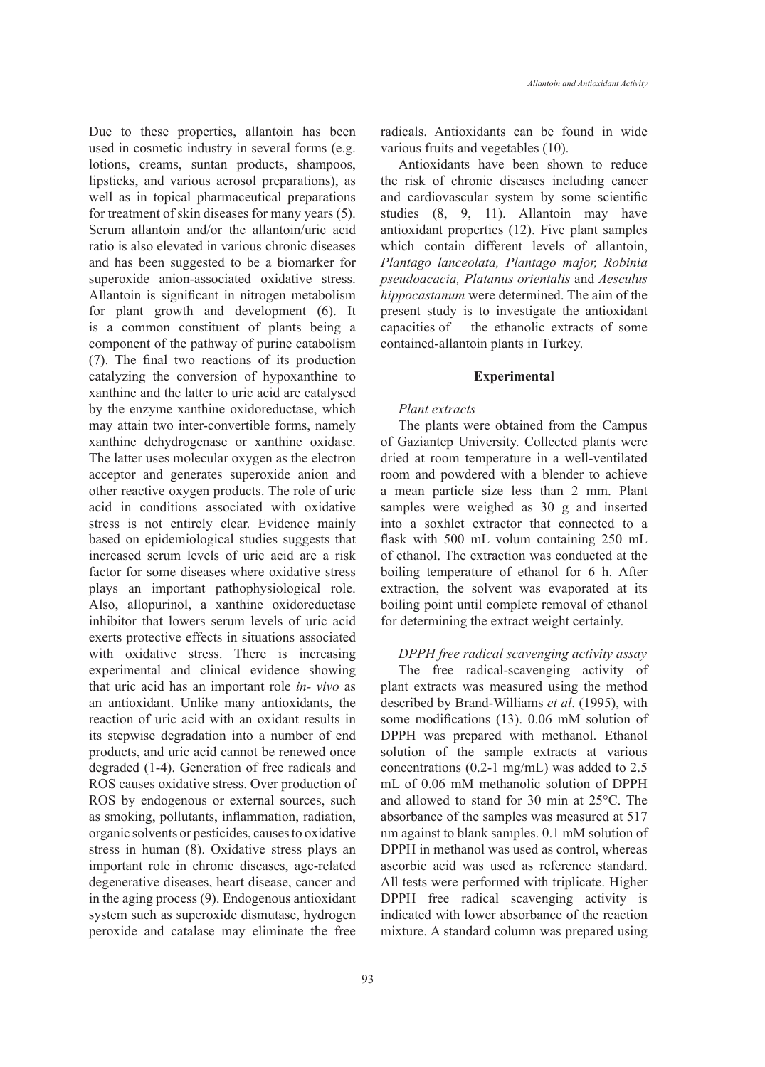Due to these properties, allantoin has been used in cosmetic industry in several forms (e.g. lotions, creams, suntan products, shampoos, lipsticks, and various aerosol preparations), as well as in topical pharmaceutical preparations for treatment of skin diseases for many years (5). Serum allantoin and/or the allantoin/uric acid ratio is also elevated in various chronic diseases and has been suggested to be a biomarker for superoxide anion-associated oxidative stress. Allantoin is significant in nitrogen metabolism for plant growth and development (6). It is a common constituent of plants being a component of the pathway of purine catabolism (7). The final two reactions of its production catalyzing the conversion of hypoxanthine to xanthine and the latter to uric acid are catalysed by the enzyme xanthine oxidoreductase, which may attain two inter-convertible forms, namely xanthine dehydrogenase or xanthine oxidase. The latter uses molecular oxygen as the electron acceptor and generates superoxide anion and other reactive oxygen products. The role of uric acid in conditions associated with oxidative stress is not entirely clear. Evidence mainly based on epidemiological studies suggests that increased serum levels of uric acid are a risk factor for some diseases where oxidative stress plays an important pathophysiological role. Also, allopurinol, a xanthine oxidoreductase inhibitor that lowers serum levels of uric acid exerts protective effects in situations associated with oxidative stress. There is increasing experimental and clinical evidence showing that uric acid has an important role *in- vivo* as an antioxidant. Unlike many antioxidants, the reaction of uric acid with an oxidant results in its stepwise degradation into a number of end products, and uric acid cannot be renewed once degraded (1-4). Generation of free radicals and ROS causes oxidative stress. Over production of ROS by endogenous or external sources, such as smoking, pollutants, inflammation, radiation, organic solvents or pesticides, causes to oxidative stress in human (8). Oxidative stress plays an important role in chronic diseases, age-related degenerative diseases, heart disease, cancer and in the aging process (9). Endogenous antioxidant system such as superoxide dismutase, hydrogen peroxide and catalase may eliminate the free radicals. Antioxidants can be found in wide various fruits and vegetables (10).

Antioxidants have been shown to reduce the risk of chronic diseases including cancer and cardiovascular system by some scientific studies (8, 9, 11). Allantoin may have antioxidant properties (12). Five plant samples which contain different levels of allantoin, *Plantago lanceolata, Plantago major, Robinia pseudoacacia, Platanus orientalis* and *Aesculus hippocastanum* were determined. The aim of the present study is to investigate the antioxidant capacities of the ethanolic extracts of some contained-allantoin plants in Turkey.

## Experimental

### *Plant extracts*

The plants were obtained from the Campus of Gaziantep University. Collected plants were dried at room temperature in a well-ventilated room and powdered with a blender to achieve a mean particle size less than 2 mm. Plant samples were weighed as 30 g and inserted into a soxhlet extractor that connected to a flask with 500 mL volum containing 250 mL of ethanol. The extraction was conducted at the boiling temperature of ethanol for 6 h. After extraction, the solvent was evaporated at its boiling point until complete removal of ethanol for determining the extract weight certainly.

### *DPPH free radical scavenging activity assay*

The free radical-scavenging activity of plant extracts was measured using the method described by Brand-Williams *et al*. (1995), with some modifications (13). 0.06 mM solution of DPPH was prepared with methanol. Ethanol solution of the sample extracts at various concentrations (0.2-1 mg/mL) was added to 2.5 mL of 0.06 mM methanolic solution of DPPH and allowed to stand for 30 min at 25°C. The absorbance of the samples was measured at 517 nm against to blank samples. 0.1 mM solution of DPPH in methanol was used as control, whereas ascorbic acid was used as reference standard. All tests were performed with triplicate. Higher DPPH free radical scavenging activity is indicated with lower absorbance of the reaction mixture. A standard column was prepared using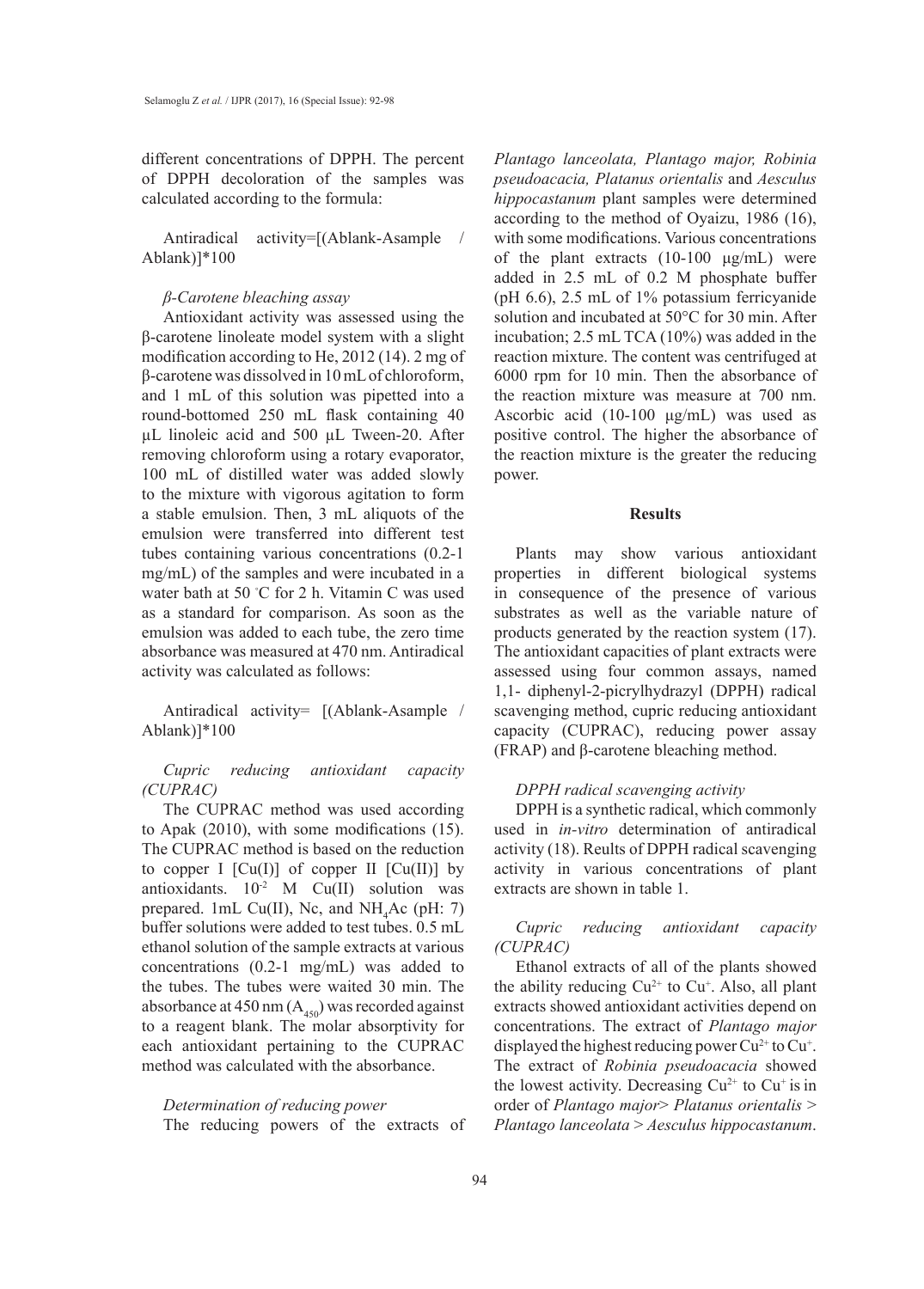different concentrations of DPPH. The percent of DPPH decoloration of the samples was calculated according to the formula:

Antiradical activity=[(Ablank-Asample / Ablank)]*100

*β-Carotene bleaching assay*

Antioxidant activity was assessed using the β-carotene linoleate model system with a slight modification according to He, 2012 (14). 2 mg of β-carotene was dissolved in 10 mL of chloroform, and 1 mL of this solution was pipetted into a round-bottomed 250 mL flask containing 40 µL linoleic acid and 500 µL Tween-20. After removing chloroform using a rotary evaporator, 100 mL of distilled water was added slowly to the mixture with vigorous agitation to form a stable emulsion. Then, 3 mL aliquots of the emulsion were transferred into different test tubes containing various concentrations (0.2-1 mg/mL) of the samples and were incubated in a water bath at 50 °C for 2 h. Vitamin C was used as a standard for comparison. As soon as the emulsion was added to each tube, the zero time absorbance was measured at 470 nm. Antiradical activity was calculated as follows:

Antiradical activity= [(Ablank-Asample / Ablank)]*100

*Cupric reducing antioxidant capacity (CUPRAC)*

The CUPRAC method was used according to Apak (2010), with some modifications (15). The CUPRAC method is based on the reduction to copper I [Cu(I)] of copper II [Cu(II)] by antioxidants. $10^{-2}$ M Cu(II) solution was prepared. 1mL Cu(II), Nc, and $NH_4Ac$ (pH: 7) buffer solutions were added to test tubes. 0.5 mL ethanol solution of the sample extracts at various concentrations (0.2-1 mg/mL) was added to the tubes. The tubes were waited 30 min. The absorbance at 450 nm ($A_{450}$) was recorded against to a reagent blank. The molar absorptivity for each antioxidant pertaining to the CUPRAC method was calculated with the absorbance.

*Determination of reducing power*

The reducing powers of the extracts of *Plantago lanceolata, Plantago major, Robinia pseudoacacia, Platanus orientalis* and *Aesculus hippocastanum* plant samples were determined according to the method of Oyaizu, 1986 (16), with some modifications. Various concentrations of the plant extracts (10-100 µg/mL) were added in 2.5 mL of 0.2 M phosphate buffer (pH 6.6), 2.5 mL of 1% potassium ferricyanide solution and incubated at 50°C for 30 min. After incubation; 2.5 mL TCA (10%) was added in the reaction mixture. The content was centrifuged at 6000 rpm for 10 min. Then the absorbance of the reaction mixture was measure at 700 nm. Ascorbic acid (10-100 µg/mL) was used as positive control. The higher the absorbance of the reaction mixture is the greater the reducing power.

## Results

Plants may show various antioxidant properties in different biological systems in consequence of the presence of various substrates as well as the variable nature of products generated by the reaction system (17). The antioxidant capacities of plant extracts were assessed using four common assays, named 1,1- diphenyl-2-picrylhydrazyl (DPPH) radical scavenging method, cupric reducing antioxidant capacity (CUPRAC), reducing power assay (FRAP) and β-carotene bleaching method.

*DPPH radical scavenging activity*

DPPH is a synthetic radical, which commonly used in *in-vitro* determination of antiradical activity (18). Reults of DPPH radical scavenging activity in various concentrations of plant extracts are shown in table 1.

*Cupric reducing antioxidant capacity (CUPRAC)*

Ethanol extracts of all of the plants showed the ability reducing $Cu^{2+}$ to $Cu^{+}$. Also, all plant extracts showed antioxidant activities depend on concentrations. The extract of *Plantago major* displayed the highest reducing power $Cu^{2+}$ to $Cu^{+}$. The extract of *Robinia pseudoacacia* showed the lowest activity. Decreasing $Cu^{2+}$ to $Cu^{+}$ is in order of *Plantago major*> *Platanus orientalis* > *Plantago lanceolata* > *Aesculus hippocastanum*.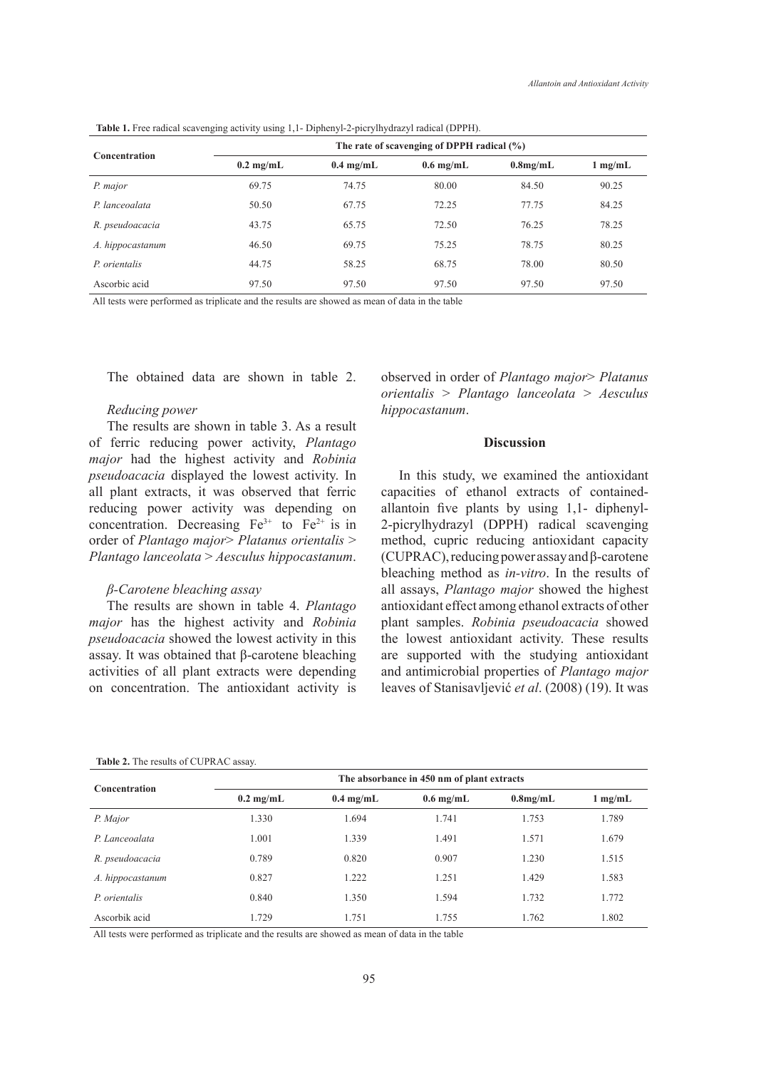**Table 1.** Free radical scavenging activity using 1,1- Diphenyl-2-picrylhydrazyl radical (DPPH).

| Concentration | The rate of scavenging of DPPH radical (%) | | | | |
|---|---|---|---|---|---|
| | 0.2 mg/mL | 0.4 mg/mL | 0.6 mg/mL | 0.8mg/mL | 1 mg/mL |
| *P. major* | 69.75 | 74.75 | 80.00 | 84.50 | 90.25 |
| *P. lanceoalata* | 50.50 | 67.75 | 72.25 | 77.75 | 84.25 |
| *R. pseudoacacia* | 43.75 | 65.75 | 72.50 | 76.25 | 78.25 |
| *A. hippocastanum* | 46.50 | 69.75 | 75.25 | 78.75 | 80.25 |
| *P. orientalis* | 44.75 | 58.25 | 68.75 | 78.00 | 80.50 |
| Ascorbic acid | 97.50 | 97.50 | 97.50 | 97.50 | 97.50 |

All tests were performed as triplicate and the results are showed as mean of data in the table

The obtained data are shown in table 2.

*Reducing power*

The results are shown in table 3. As a result of ferric reducing power activity, *Plantago major* had the highest activity and *Robinia pseudoacacia* displayed the lowest activity. In all plant extracts, it was observed that ferric reducing power activity was depending on concentration. Decreasing $Fe^{3+}$ to $Fe^{2+}$ is in order of *Plantago major*> *Platanus orientalis* > *Plantago lanceolata* > *Aesculus hippocastanum*.

*β-Carotene bleaching assay*

The results are shown in table 4. *Plantago major* has the highest activity and *Robinia pseudoacacia* showed the lowest activity in this assay. It was obtained that β-carotene bleaching activities of all plant extracts were depending on concentration. The antioxidant activity is observed in order of *Plantago major*> *Platanus orientalis* > *Plantago lanceolata* > *Aesculus hippocastanum*.

## Discussion

In this study, we examined the antioxidant capacities of ethanol extracts of contained-allantoin five plants by using 1,1- diphenyl-2-picrylhydrazyl (DPPH) radical scavenging method, cupric reducing antioxidant capacity (CUPRAC), reducing power assay and β-carotene bleaching method as *in-vitro*. In the results of all assays, *Plantago major* showed the highest antioxidant effect among ethanol extracts of other plant samples. *Robinia pseudoacacia* showed the lowest antioxidant activity. These results are supported with the studying antioxidant and antimicrobial properties of *Plantago major* leaves of Stanisavljević *et al*. (2008) (19). It was

**Table 2.** The results of CUPRAC assay.

| Concentration | The absorbance in 450 nm of plant extracts | | | | |
|---|---|---|---|---|---|
| | 0.2 mg/mL | 0.4 mg/mL | 0.6 mg/mL | 0.8mg/mL | 1 mg/mL |
| *P. Major* | 1.330 | 1.694 | 1.741 | 1.753 | 1.789 |
| *P. Lanceoalata* | 1.001 | 1.339 | 1.491 | 1.571 | 1.679 |
| *R. pseudoacacia* | 0.789 | 0.820 | 0.907 | 1.230 | 1.515 |
| *A. hippocastanum* | 0.827 | 1.222 | 1.251 | 1.429 | 1.583 |
| *P. orientalis* | 0.840 | 1.350 | 1.594 | 1.732 | 1.772 |
| Ascorbik acid | 1.729 | 1.751 | 1.755 | 1.762 | 1.802 |

All tests were performed as triplicate and the results are showed as mean of data in the table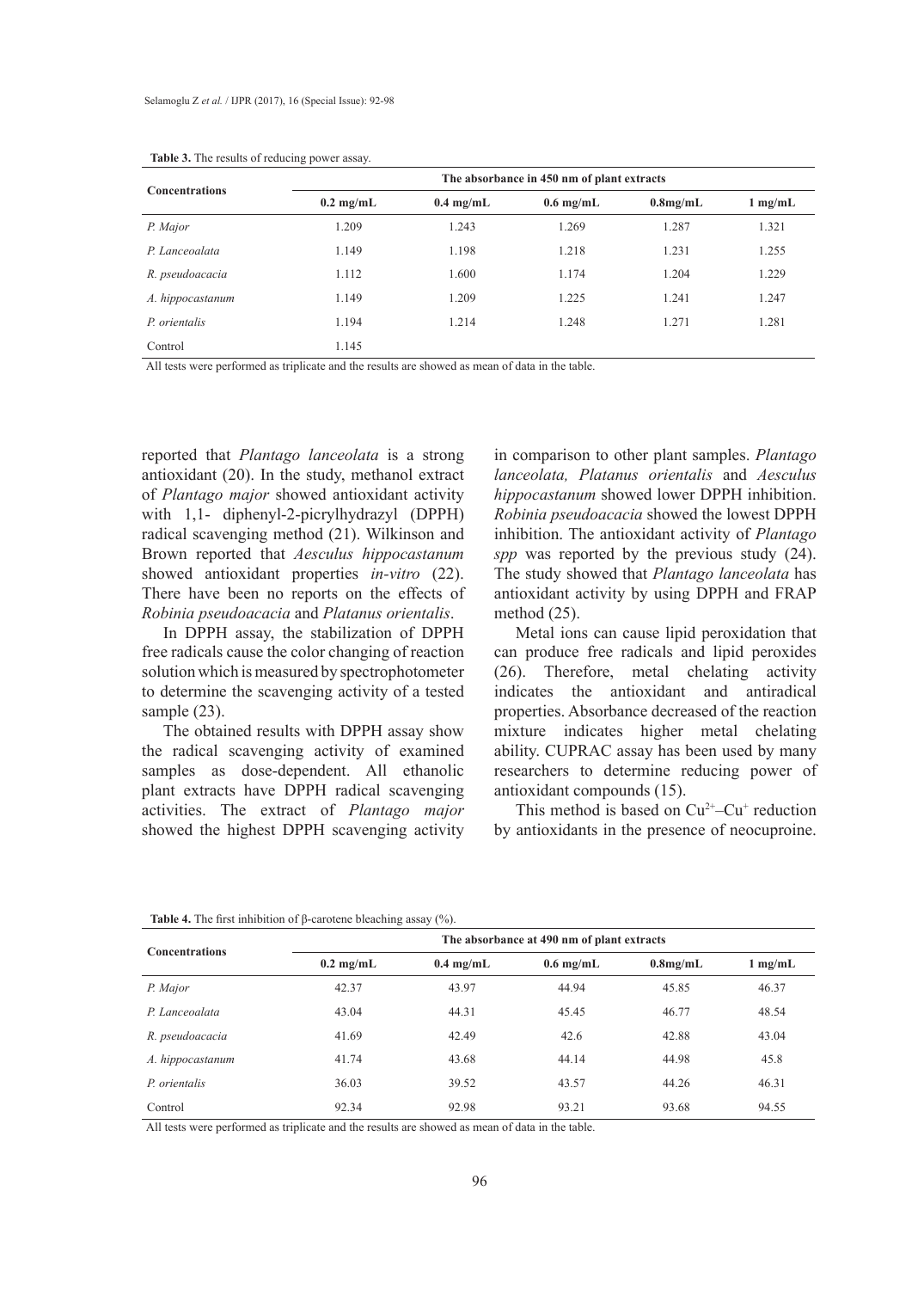**Table 3.** The results of reducing power assay.

| Concentrations | The absorbance in 450 nm of plant extracts | | | | |
|---|---|---|---|---|---|
| | 0.2 mg/mL | 0.4 mg/mL | 0.6 mg/mL | 0.8mg/mL | 1 mg/mL |
| *P. Major* | 1.209 | 1.243 | 1.269 | 1.287 | 1.321 |
| *P. Lanceoalata* | 1.149 | 1.198 | 1.218 | 1.231 | 1.255 |
| *R. pseudoacacia* | 1.112 | 1.600 | 1.174 | 1.204 | 1.229 |
| *A. hippocastanum* | 1.149 | 1.209 | 1.225 | 1.241 | 1.247 |
| *P. orientalis* | 1.194 | 1.214 | 1.248 | 1.271 | 1.281 |
| Control | 1.145 | | | | |

All tests were performed as triplicate and the results are showed as mean of data in the table.

reported that *Plantago lanceolata* is a strong antioxidant (20). In the study, methanol extract of *Plantago major* showed antioxidant activity with 1,1- diphenyl-2-picrylhydrazyl (DPPH) radical scavenging method (21). Wilkinson and Brown reported that *Aesculus hippocastanum* showed antioxidant properties *in-vitro* (22). There have been no reports on the effects of *Robinia pseudoacacia* and *Platanus orientalis*.

In DPPH assay, the stabilization of DPPH free radicals cause the color changing of reaction solution which is measured by spectrophotometer to determine the scavenging activity of a tested sample (23).

The obtained results with DPPH assay show the radical scavenging activity of examined samples as dose-dependent. All ethanolic plant extracts have DPPH radical scavenging activities. The extract of *Plantago major* showed the highest DPPH scavenging activity in comparison to other plant samples. *Plantago lanceolata, Platanus orientalis* and *Aesculus hippocastanum* showed lower DPPH inhibition. *Robinia pseudoacacia* showed the lowest DPPH inhibition. The antioxidant activity of *Plantago spp* was reported by the previous study (24). The study showed that *Plantago lanceolata* has antioxidant activity by using DPPH and FRAP method (25).

Metal ions can cause lipid peroxidation that can produce free radicals and lipid peroxides (26). Therefore, metal chelating activity indicates the antioxidant and antiradical properties. Absorbance decreased of the reaction mixture indicates higher metal chelating ability. CUPRAC assay has been used by many researchers to determine reducing power of antioxidant compounds (15).

This method is based on $Cu^{2+}$–$Cu^{+}$ reduction by antioxidants in the presence of neocuproine.

**Table 4.** The first inhibition of β-carotene bleaching assay (%).

| Concentrations | The absorbance at 490 nm of plant extracts | | | | |
|---|---|---|---|---|---|
| | 0.2 mg/mL | 0.4 mg/mL | 0.6 mg/mL | 0.8mg/mL | 1 mg/mL |
| *P. Major* | 42.37 | 43.97 | 44.94 | 45.85 | 46.37 |
| *P. Lanceoalata* | 43.04 | 44.31 | 45.45 | 46.77 | 48.54 |
| *R. pseudoacacia* | 41.69 | 42.49 | 42.6 | 42.88 | 43.04 |
| *A. hippocastanum* | 41.74 | 43.68 | 44.14 | 44.98 | 45.8 |
| *P. orientalis* | 36.03 | 39.52 | 43.57 | 44.26 | 46.31 |
| Control | 92.34 | 92.98 | 93.21 | 93.68 | 94.55 |

All tests were performed as triplicate and the results are showed as mean of data in the table.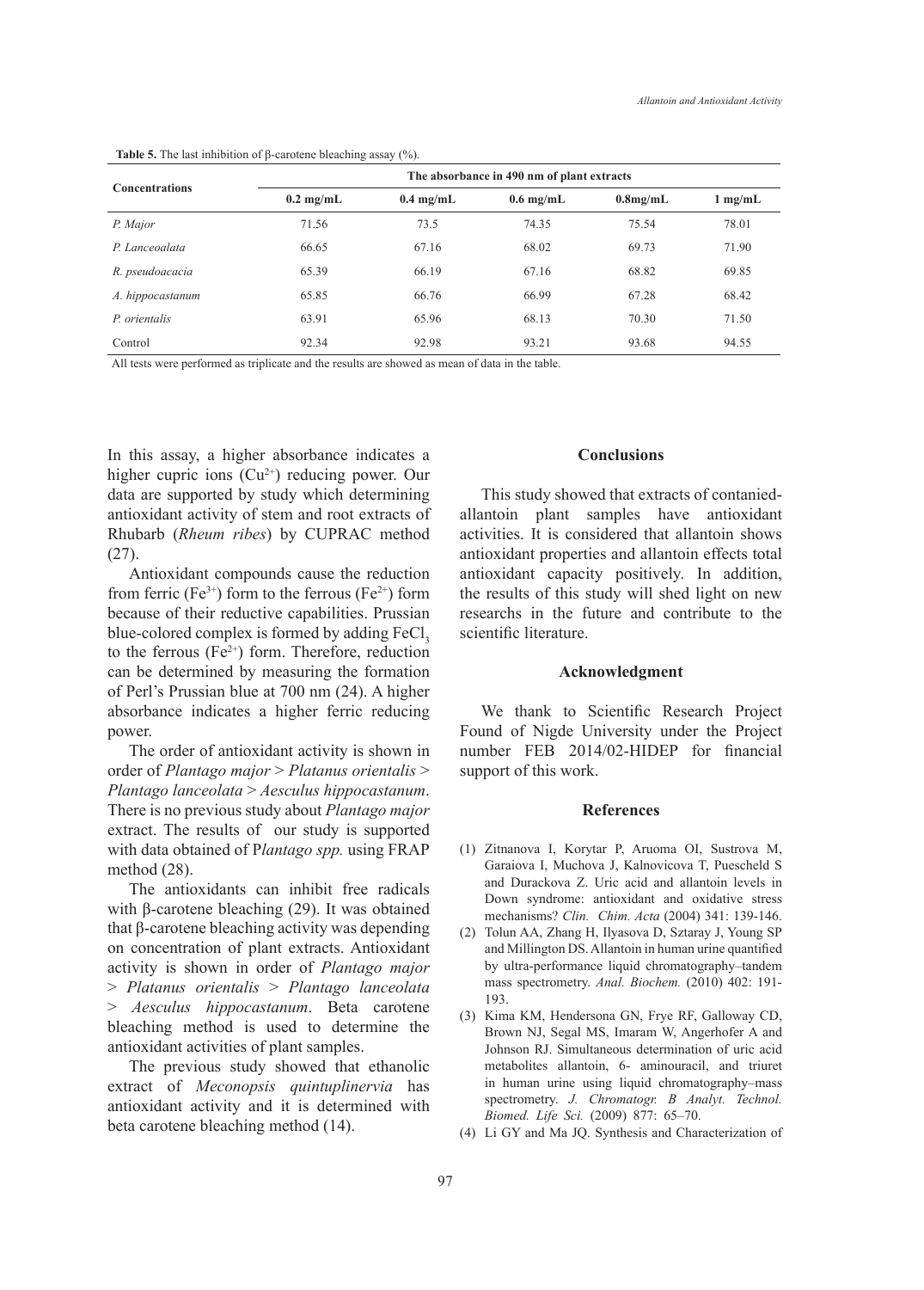**Table 5.** The last inhibition of β-carotene bleaching assay (%).

| Concentrations | The absorbance in 490 nm of plant extracts | | | | |
|---|---|---|---|---|---|
| | 0.2 mg/mL | 0.4 mg/mL | 0.6 mg/mL | 0.8mg/mL | 1 mg/mL |
| *P. Major* | 71.56 | 73.5 | 74.35 | 75.54 | 78.01 |
| *P. Lanceoalata* | 66.65 | 67.16 | 68.02 | 69.73 | 71.90 |
| *R. pseudoacacia* | 65.39 | 66.19 | 67.16 | 68.82 | 69.85 |
| *A. hippocastanum* | 65.85 | 66.76 | 66.99 | 67.28 | 68.42 |
| *P. orientalis* | 63.91 | 65.96 | 68.13 | 70.30 | 71.50 |
| Control | 92.34 | 92.98 | 93.21 | 93.68 | 94.55 |

All tests were performed as triplicate and the results are showed as mean of data in the table.

In this assay, a higher absorbance indicates a higher cupric ions ($Cu^{2+}$) reducing power. Our data are supported by study which determining antioxidant activity of stem and root extracts of Rhubarb (*Rheum ribes*) by CUPRAC method (27).

Antioxidant compounds cause the reduction from ferric ($Fe^{3+}$) form to the ferrous ($Fe^{2+}$) form because of their reductive capabilities. Prussian blue-colored complex is formed by adding $FeCl_3$ to the ferrous ($Fe^{2+}$) form. Therefore, reduction can be determined by measuring the formation of Perl's Prussian blue at 700 nm (24). A higher absorbance indicates a higher ferric reducing power.

The order of antioxidant activity is shown in order of *Plantago major* > *Platanus orientalis* > *Plantago lanceolata* > *Aesculus hippocastanum*. There is no previous study about *Plantago major* extract. The results of our study is supported with data obtained of P*lantago spp.* using FRAP method (28).

The antioxidants can inhibit free radicals with β-carotene bleaching (29). It was obtained that β-carotene bleaching activity was depending on concentration of plant extracts. Antioxidant activity is shown in order of *Plantago major* > *Platanus orientalis* > *Plantago lanceolata* > *Aesculus hippocastanum*. Beta carotene bleaching method is used to determine the antioxidant activities of plant samples.

The previous study showed that ethanolic extract of *Meconopsis quintuplinervia* has antioxidant activity and it is determined with beta carotene bleaching method (14).

## Conclusions

This study showed that extracts of contanied-allantoin plant samples have antioxidant activities. It is considered that allantoin shows antioxidant properties and allantoin effects total antioxidant capacity positively. In addition, the results of this study will shed light on new researchs in the future and contribute to the scientific literature.

## Acknowledgment

We thank to Scientific Research Project Found of Nigde University under the Project number FEB 2014/02-HIDEP for financial support of this work.

## References

(1) Zitnanova I, Korytar P, Aruoma OI, Sustrova M, Garaiova I, Muchova J, Kalnovicova T, Puescheld S and Durackova Z. Uric acid and allantoin levels in Down syndrome: antioxidant and oxidative stress mechanisms? *Clin. Chim. Acta* (2004) 341: 139-146.

(2) Tolun AA, Zhang H, Ilyasova D, Sztaray J, Young SP and Millington DS. Allantoin in human urine quantified by ultra-performance liquid chromatography–tandem mass spectrometry. *Anal. Biochem.* (2010) 402: 191-193.

(3) Kima KM, Hendersona GN, Frye RF, Galloway CD, Brown NJ, Segal MS, Imaram W, Angerhofer A and Johnson RJ. Simultaneous determination of uric acid metabolites allantoin, 6- aminouracil, and triuret in human urine using liquid chromatography–mass spectrometry. *J. Chromatogr. B Analyt. Technol. Biomed. Life Sci.* (2009) 877: 65–70.

(4) Li GY and Ma JQ. Synthesis and Characterization of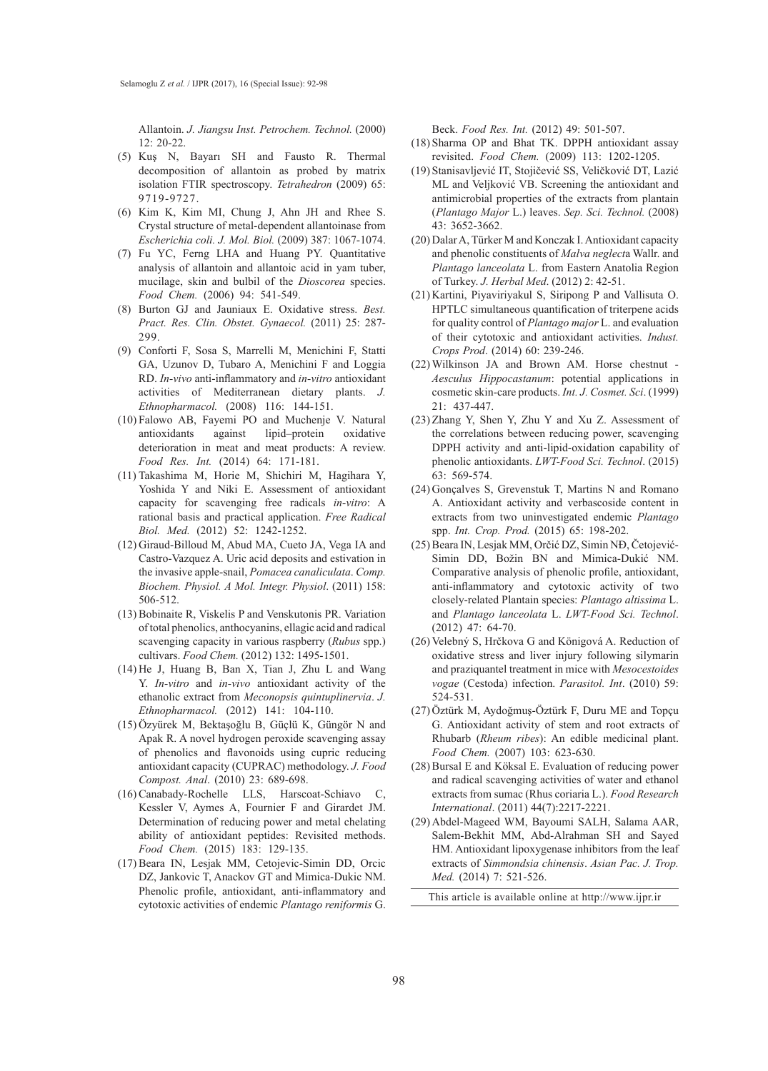Allantoin. *J. Jiangsu Inst. Petrochem. Technol.* (2000) 12: 20-22.

(5) Kuş N, Bayarı SH and Fausto R. Thermal decomposition of allantoin as probed by matrix isolation FTIR spectroscopy. *Tetrahedron* (2009) 65: 9719-9727.

(6) Kim K, Kim MI, Chung J, Ahn JH and Rhee S. Crystal structure of metal-dependent allantoinase from *Escherichia coli*. *J. Mol. Biol.* (2009) 387: 1067-1074.

(7) Fu YC, Ferng LHA and Huang PY. Quantitative analysis of allantoin and allantoic acid in yam tuber, mucilage, skin and bulbil of the *Dioscorea* species. *Food Chem.* (2006) 94: 541-549.

(8) Burton GJ and Jauniaux E. Oxidative stress. *Best. Pract. Res. Clin. Obstet. Gynaecol.* (2011) 25: 287-299.

(9) Conforti F, Sosa S, Marrelli M, Menichini F, Statti GA, Uzunov D, Tubaro A, Menichini F and Loggia RD. *In-vivo* anti-inflammatory and *in-vitro* antioxidant activities of Mediterranean dietary plants. *J. Ethnopharmacol.* (2008) 116: 144-151.

(10) Falowo AB, Fayemi PO and Muchenje V. Natural antioxidants against lipid–protein oxidative deterioration in meat and meat products: A review. *Food Res. Int.* (2014) 64: 171-181.

(11) Takashima M, Horie M, Shichiri M, Hagihara Y, Yoshida Y and Niki E. Assessment of antioxidant capacity for scavenging free radicals *in-vitro*: A rational basis and practical application. *Free Radical Biol. Med.* (2012) 52: 1242-1252.

(12) Giraud-Billoud M, Abud MA, Cueto JA, Vega IA and Castro-Vazquez A. Uric acid deposits and estivation in the invasive apple-snail, *Pomacea canaliculata*. *Comp. Biochem. Physiol. A Mol. Integr. Physiol*. (2011) 158: 506-512.

(13) Bobinaite R, Viskelis P and Venskutonis PR. Variation of total phenolics, anthocyanins, ellagic acid and radical scavenging capacity in various raspberry (*Rubus* spp.) cultivars. *Food Chem.* (2012) 132: 1495-1501.

(14) He J, Huang B, Ban X, Tian J, Zhu L and Wang Y. *In-vitro* and *in-vivo* antioxidant activity of the ethanolic extract from *Meconopsis quintuplinervia*. *J. Ethnopharmacol.* (2012) 141: 104-110.

(15) Özyürek M, Bektaşoğlu B, Güçlü K, Güngör N and Apak R. A novel hydrogen peroxide scavenging assay of phenolics and flavonoids using cupric reducing antioxidant capacity (CUPRAC) methodology. *J. Food Compost. Anal*. (2010) 23: 689-698.

(16) Canabady-Rochelle LLS, Harscoat-Schiavo C, Kessler V, Aymes A, Fournier F and Girardet JM. Determination of reducing power and metal chelating ability of antioxidant peptides: Revisited methods. *Food Chem.* (2015) 183: 129-135.

(17) Beara IN, Lesjak MM, Cetojevic-Simin DD, Orcic DZ, Jankovic T, Anackov GT and Mimica-Dukic NM. Phenolic profile, antioxidant, anti-inflammatory and cytotoxic activities of endemic *Plantago reniformis* G. Beck. *Food Res. Int.* (2012) 49: 501-507.

(18) Sharma OP and Bhat TK. DPPH antioxidant assay revisited. *Food Chem.* (2009) 113: 1202-1205.

(19) Stanisavljević IT, Stojičević SS, Veličković DT, Lazić ML and Veljković VB. Screening the antioxidant and antimicrobial properties of the extracts from plantain (*Plantago Major* L.) leaves. *Sep. Sci. Technol.* (2008) 43: 3652-3662.

(20) Dalar A, Türker M and Konczak I. Antioxidant capacity and phenolic constituents of *Malva neglect*a Wallr. and *Plantago lanceolata* L. from Eastern Anatolia Region of Turkey. *J. Herbal Med*. (2012) 2: 42-51.

(21) Kartini, Piyaviriyakul S, Siripong P and Vallisuta O. HPTLC simultaneous quantification of triterpene acids for quality control of *Plantago major* L. and evaluation of their cytotoxic and antioxidant activities. *Indust. Crops Prod*. (2014) 60: 239-246.

(22) Wilkinson JA and Brown AM. Horse chestnut - *Aesculus Hippocastanum*: potential applications in cosmetic skin-care products. *Int. J. Cosmet. Sci*. (1999) 21: 437-447.

(23) Zhang Y, Shen Y, Zhu Y and Xu Z. Assessment of the correlations between reducing power, scavenging DPPH activity and anti-lipid-oxidation capability of phenolic antioxidants. *LWT-Food Sci. Technol*. (2015) 63: 569-574.

(24) Gonçalves S, Grevenstuk T, Martins N and Romano A. Antioxidant activity and verbascoside content in extracts from two uninvestigated endemic *Plantago* spp. *Int. Crop. Prod.* (2015) 65: 198-202.

(25) Beara IN, Lesjak MM, Orčić DZ, Simin NĐ, Četojević-Simin DD, Božin BN and Mimica-Dukić NM. Comparative analysis of phenolic profile, antioxidant, anti-inflammatory and cytotoxic activity of two closely-related Plantain species: *Plantago altissima* L. and *Plantago lanceolata* L. *LWT-Food Sci. Technol*. (2012) 47: 64-70.

(26) Velebný S, Hrčkova G and Königová A. Reduction of oxidative stress and liver injury following silymarin and praziquantel treatment in mice with *Mesocestoides vogae* (Cestoda) infection. *Parasitol. Int*. (2010) 59: 524-531.

(27) Öztürk M, Aydoğmuş-Öztürk F, Duru ME and Topçu G. Antioxidant activity of stem and root extracts of Rhubarb (*Rheum ribes*): An edible medicinal plant. *Food Chem.* (2007) 103: 623-630.

(28) Bursal E and Köksal E. Evaluation of reducing power and radical scavenging activities of water and ethanol extracts from sumac (Rhus coriaria L.). *Food Research International*. (2011) 44(7):2217-2221.

(29) Abdel-Mageed WM, Bayoumi SALH, Salama AAR, Salem-Bekhit MM, Abd-Alrahman SH and Sayed HM. Antioxidant lipoxygenase inhibitors from the leaf extracts of *Simmondsia chinensis*. *Asian Pac. J. Trop. Med.* (2014) 7: 521-526.

This article is available online at http://www.ijpr.ir